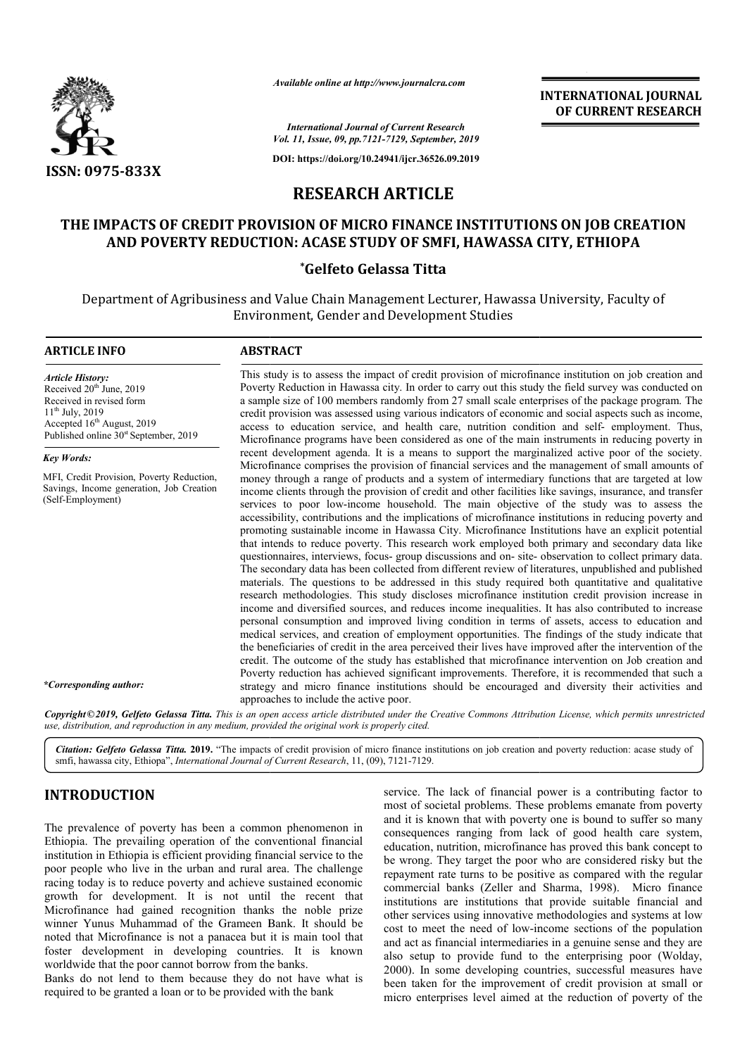# RESEARCH ARTICLE

## THE IMPACTS OF CREDIT PROVISION OF MICRO FINANCE INSTITUTIONS ON JOB CREATION AND POVERTY REDUCTION: ACASE STUDY OF SMFI, HAWASSA CITY, ETHIOPA

**\*Gelfeto Gelassa Titta**

Department of Agribusiness and Value Chain Management Lecturer, Hawassa University, Faculty of Environment, Gender and Development Studies

### ARTICLE INFO

*Article History:*
Received 20th June, 2019
Received in revised form
11th July, 2019
Accepted 16th August, 2019
Published online 30st September, 2019

*Key Words:*
MFI, Credit Provision, Poverty Reduction, Savings, Income generation, Job Creation (Self-Employment)

*\*Corresponding author:*

### ABSTRACT

This study is to assess the impact of credit provision of microfinance institution on job creation and Poverty Reduction in Hawassa city. In order to carry out this study the field survey was conducted on a sample size of 100 members randomly from 27 small scale enterprises of the package program. The credit provision was assessed using various indicators of economic and social aspects such as income, access to education service, and health care, nutrition condition and self- employment. Thus, Microfinance programs have been considered as one of the main instruments in reducing poverty in recent development agenda. It is a means to support the marginalized active poor of the society. Microfinance comprises the provision of financial services and the management of small amounts of money through a range of products and a system of intermediary functions that are targeted at low income clients through the provision of credit and other facilities like savings, insurance, and transfer services to poor low-income household. The main objective of the study was to assess the accessibility, contributions and the implications of microfinance institutions in reducing poverty and promoting sustainable income in Hawassa City. Microfinance Institutions have an explicit potential that intends to reduce poverty. This research work employed both primary and secondary data like questionnaires, interviews, focus- group discussions and on- site- observation to collect primary data. The secondary data has been collected from different review of literatures, unpublished and published materials. The questions to be addressed in this study required both quantitative and qualitative research methodologies. This study discloses microfinance institution credit provision increase in income and diversified sources, and reduces income inequalities. It has also contributed to increase personal consumption and improved living condition in terms of assets, access to education and medical services, and creation of employment opportunities. The findings of the study indicate that the beneficiaries of credit in the area perceived their lives have improved after the intervention of the credit. The outcome of the study has established that microfinance intervention on Job creation and Poverty reduction has achieved significant improvements. Therefore, it is recommended that such a strategy and micro finance institutions should be encouraged and diversity their activities and approaches to include the active poor.

*Copyright © 2019, Gelfeto Gelassa Titta. This is an open access article distributed under the Creative Commons Attribution License, which permits unrestricted use, distribution, and reproduction in any medium, provided the original work is properly cited.*

***Citation: Gelfeto Gelassa Titta.* 2019.** "The impacts of credit provision of micro finance institutions on job creation and poverty reduction: acase study of smfi, hawassa city, Ethiopa", *International Journal of Current Research*, 11, (09), 7121-7129.

## INTRODUCTION

The prevalence of poverty has been a common phenomenon in Ethiopia. The prevailing operation of the conventional financial institution in Ethiopia is efficient providing financial service to the poor people who live in the urban and rural area. The challenge racing today is to reduce poverty and achieve sustained economic growth for development. It is not until the recent that Microfinance had gained recognition thanks the noble prize winner Yunus Muhammad of the Grameen Bank. It should be noted that Microfinance is not a panacea but it is main tool that foster development in developing countries. It is known worldwide that the poor cannot borrow from the banks.

Banks do not lend to them because they do not have what is required to be granted a loan or to be provided with the bank service. The lack of financial power is a contributing factor to most of societal problems. These problems emanate from poverty and it is known that with poverty one is bound to suffer so many consequences ranging from lack of good health care system, education, nutrition, microfinance has proved this bank concept to be wrong. They target the poor who are considered risky but the repayment rate turns to be positive as compared with the regular commercial banks (Zeller and Sharma, 1998). Micro finance institutions are institutions that provide suitable financial and other services using innovative methodologies and systems at low cost to meet the need of low-income sections of the population and act as financial intermediaries in a genuine sense and they are also setup to provide fund to the enterprising poor (Wolday, 2000). In some developing countries, successful measures have been taken for the improvement of credit provision at small or micro enterprises level aimed at the reduction of poverty of the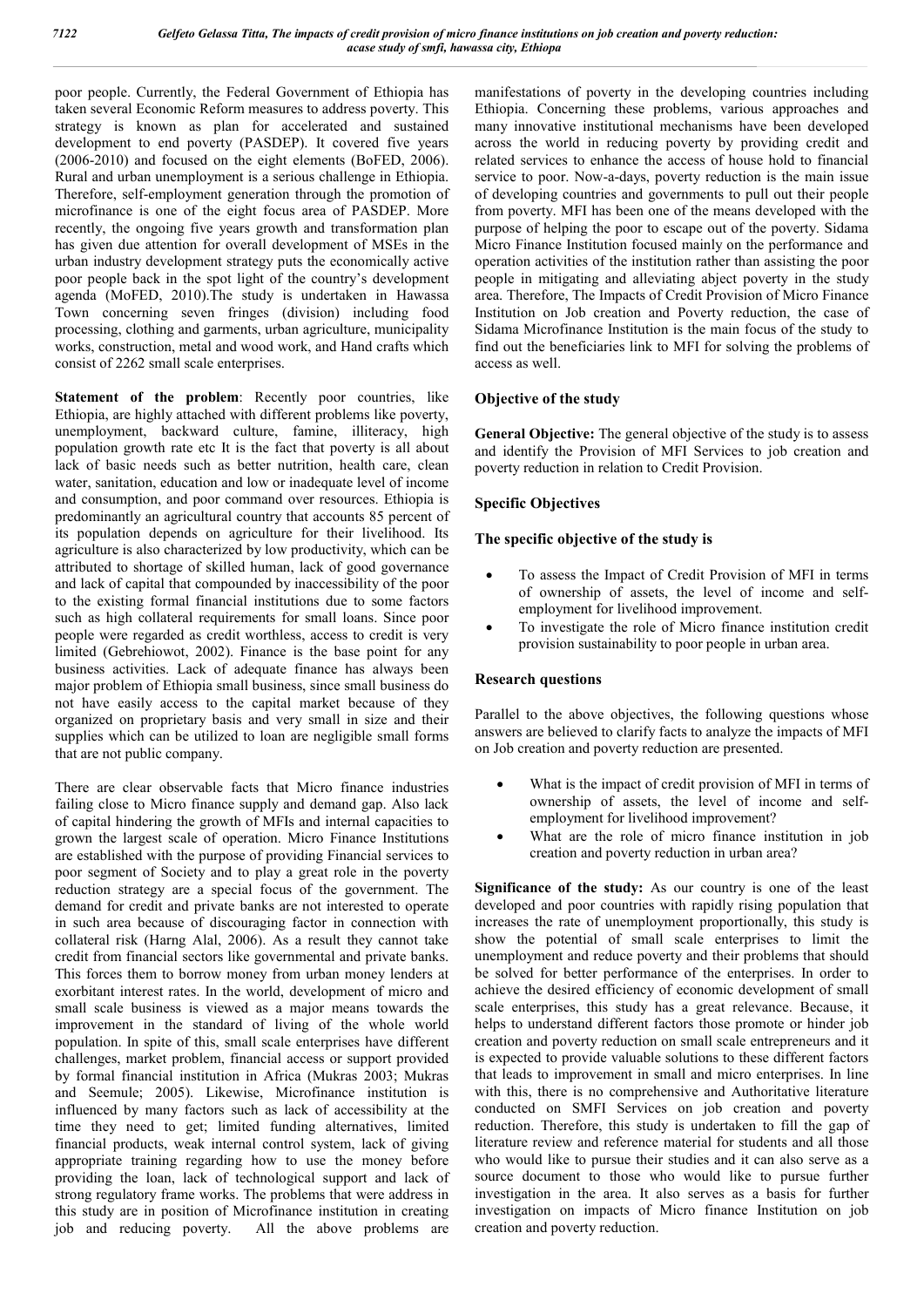poor people. Currently, the Federal Government of Ethiopia has taken several Economic Reform measures to address poverty. This strategy is known as plan for accelerated and sustained development to end poverty (PASDEP). It covered five years (2006-2010) and focused on the eight elements (BoFED, 2006). Rural and urban unemployment is a serious challenge in Ethiopia. Therefore, self-employment generation through the promotion of microfinance is one of the eight focus area of PASDEP. More recently, the ongoing five years growth and transformation plan has given due attention for overall development of MSEs in the urban industry development strategy puts the economically active poor people back in the spot light of the country's development agenda (MoFED, 2010).The study is undertaken in Hawassa Town concerning seven fringes (division) including food processing, clothing and garments, urban agriculture, municipality works, construction, metal and wood work, and Hand crafts which consist of 2262 small scale enterprises.

**Statement of the problem**: Recently poor countries, like Ethiopia, are highly attached with different problems like poverty, unemployment, backward culture, famine, illiteracy, high population growth rate etc It is the fact that poverty is all about lack of basic needs such as better nutrition, health care, clean water, sanitation, education and low or inadequate level of income and consumption, and poor command over resources. Ethiopia is predominantly an agricultural country that accounts 85 percent of its population depends on agriculture for their livelihood. Its agriculture is also characterized by low productivity, which can be attributed to shortage of skilled human, lack of good governance and lack of capital that compounded by inaccessibility of the poor to the existing formal financial institutions due to some factors such as high collateral requirements for small loans. Since poor people were regarded as credit worthless, access to credit is very limited (Gebrehiowot, 2002). Finance is the base point for any business activities. Lack of adequate finance has always been major problem of Ethiopia small business, since small business do not have easily access to the capital market because of they organized on proprietary basis and very small in size and their supplies which can be utilized to loan are negligible small forms that are not public company.

There are clear observable facts that Micro finance industries failing close to Micro finance supply and demand gap. Also lack of capital hindering the growth of MFIs and internal capacities to grown the largest scale of operation. Micro Finance Institutions are established with the purpose of providing Financial services to poor segment of Society and to play a great role in the poverty reduction strategy are a special focus of the government. The demand for credit and private banks are not interested to operate in such area because of discouraging factor in connection with collateral risk (Harng Alal, 2006). As a result they cannot take credit from financial sectors like governmental and private banks. This forces them to borrow money from urban money lenders at exorbitant interest rates. In the world, development of micro and small scale business is viewed as a major means towards the improvement in the standard of living of the whole world population. In spite of this, small scale enterprises have different challenges, market problem, financial access or support provided by formal financial institution in Africa (Mukras 2003; Mukras and Seemule; 2005). Likewise, Microfinance institution is influenced by many factors such as lack of accessibility at the time they need to get; limited funding alternatives, limited financial products, weak internal control system, lack of giving appropriate training regarding how to use the money before providing the loan, lack of technological support and lack of strong regulatory frame works. The problems that were address in this study are in position of Microfinance institution in creating job and reducing poverty. All the above problems are manifestations of poverty in the developing countries including Ethiopia. Concerning these problems, various approaches and many innovative institutional mechanisms have been developed across the world in reducing poverty by providing credit and related services to enhance the access of house hold to financial service to poor. Now-a-days, poverty reduction is the main issue of developing countries and governments to pull out their people from poverty. MFI has been one of the means developed with the purpose of helping the poor to escape out of the poverty. Sidama Micro Finance Institution focused mainly on the performance and operation activities of the institution rather than assisting the poor people in mitigating and alleviating abject poverty in the study area. Therefore, The Impacts of Credit Provision of Micro Finance Institution on Job creation and Poverty reduction, the case of Sidama Microfinance Institution is the main focus of the study to find out the beneficiaries link to MFI for solving the problems of access as well.

## Objective of the study

**General Objective:** The general objective of the study is to assess and identify the Provision of MFI Services to job creation and poverty reduction in relation to Credit Provision.

### Specific Objectives

### The specific objective of the study is

- To assess the Impact of Credit Provision of MFI in terms of ownership of assets, the level of income and self-employment for livelihood improvement.
- To investigate the role of Micro finance institution credit provision sustainability to poor people in urban area.

## Research questions

Parallel to the above objectives, the following questions whose answers are believed to clarify facts to analyze the impacts of MFI on Job creation and poverty reduction are presented.

- What is the impact of credit provision of MFI in terms of ownership of assets, the level of income and self-employment for livelihood improvement?
- What are the role of micro finance institution in job creation and poverty reduction in urban area?

**Significance of the study:** As our country is one of the least developed and poor countries with rapidly rising population that increases the rate of unemployment proportionally, this study is show the potential of small scale enterprises to limit the unemployment and reduce poverty and their problems that should be solved for better performance of the enterprises. In order to achieve the desired efficiency of economic development of small scale enterprises, this study has a great relevance. Because, it helps to understand different factors those promote or hinder job creation and poverty reduction on small scale entrepreneurs and it is expected to provide valuable solutions to these different factors that leads to improvement in small and micro enterprises. In line with this, there is no comprehensive and Authoritative literature conducted on SMFI Services on job creation and poverty reduction. Therefore, this study is undertaken to fill the gap of literature review and reference material for students and all those who would like to pursue their studies and it can also serve as a source document to those who would like to pursue further investigation in the area. It also serves as a basis for further investigation on impacts of Micro finance Institution on job creation and poverty reduction.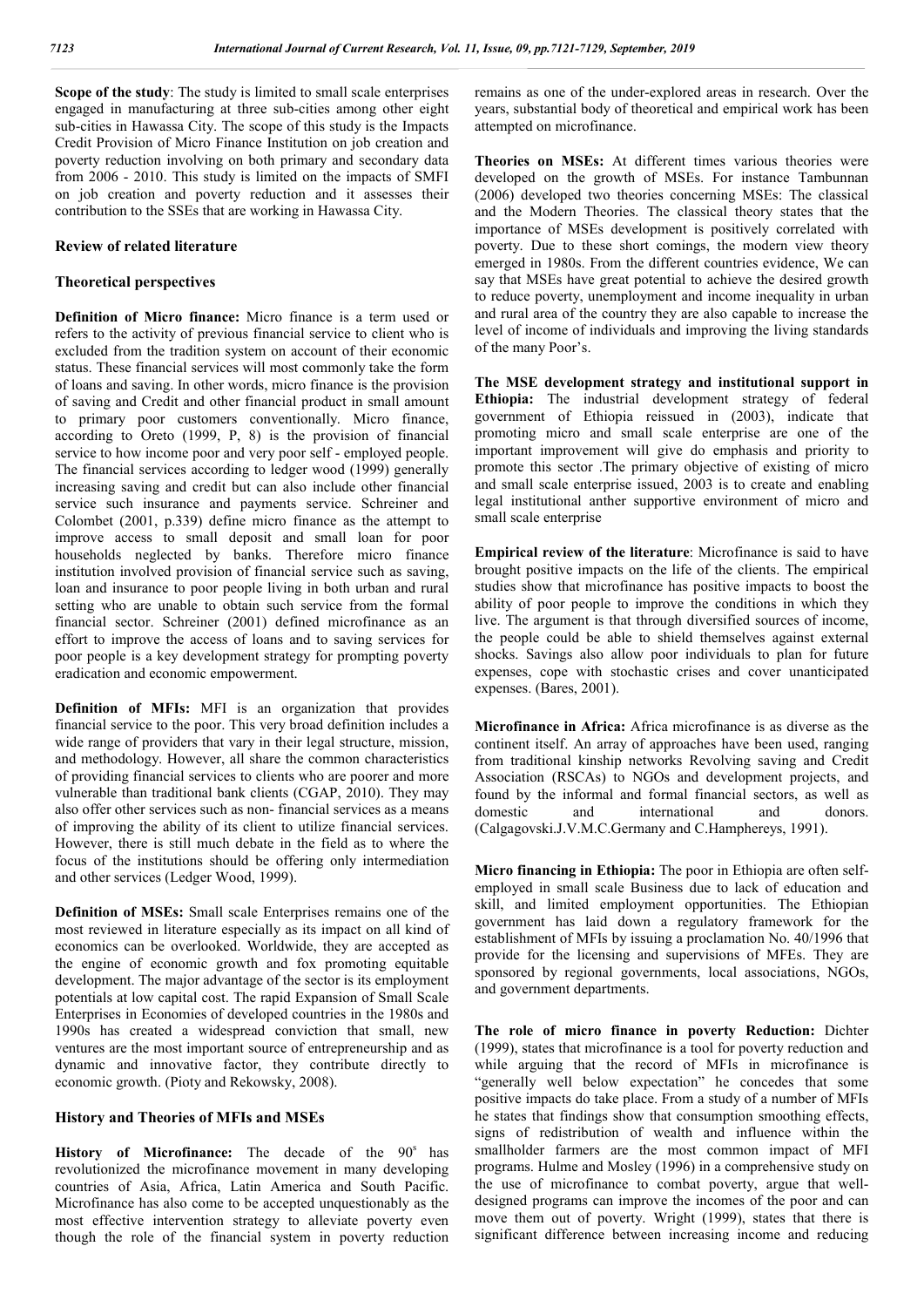**Scope of the study**: The study is limited to small scale enterprises engaged in manufacturing at three sub-cities among other eight sub-cities in Hawassa City. The scope of this study is the Impacts Credit Provision of Micro Finance Institution on job creation and poverty reduction involving on both primary and secondary data from 2006 - 2010. This study is limited on the impacts of SMFI on job creation and poverty reduction and it assesses their contribution to the SSEs that are working in Hawassa City.

## Review of related literature

### Theoretical perspectives

**Definition of Micro finance:** Micro finance is a term used or refers to the activity of previous financial service to client who is excluded from the tradition system on account of their economic status. These financial services will most commonly take the form of loans and saving. In other words, micro finance is the provision of saving and Credit and other financial product in small amount to primary poor customers conventionally. Micro finance, according to Oreto (1999, P, 8) is the provision of financial service to how income poor and very poor self - employed people. The financial services according to ledger wood (1999) generally increasing saving and credit but can also include other financial service such insurance and payments service. Schreiner and Colombet (2001, p.339) define micro finance as the attempt to improve access to small deposit and small loan for poor households neglected by banks. Therefore micro finance institution involved provision of financial service such as saving, loan and insurance to poor people living in both urban and rural setting who are unable to obtain such service from the formal financial sector. Schreiner (2001) defined microfinance as an effort to improve the access of loans and to saving services for poor people is a key development strategy for prompting poverty eradication and economic empowerment.

**Definition of MFIs:** MFI is an organization that provides financial service to the poor. This very broad definition includes a wide range of providers that vary in their legal structure, mission, and methodology. However, all share the common characteristics of providing financial services to clients who are poorer and more vulnerable than traditional bank clients (CGAP, 2010). They may also offer other services such as non- financial services as a means of improving the ability of its client to utilize financial services. However, there is still much debate in the field as to where the focus of the institutions should be offering only intermediation and other services (Ledger Wood, 1999).

**Definition of MSEs:** Small scale Enterprises remains one of the most reviewed in literature especially as its impact on all kind of economics can be overlooked. Worldwide, they are accepted as the engine of economic growth and fox promoting equitable development. The major advantage of the sector is its employment potentials at low capital cost. The rapid Expansion of Small Scale Enterprises in Economies of developed countries in the 1980s and 1990s has created a widespread conviction that small, new ventures are the most important source of entrepreneurship and as dynamic and innovative factor, they contribute directly to economic growth. (Pioty and Rekowsky, 2008).

### History and Theories of MFIs and MSEs

**History of Microfinance:** The decade of the 90s has revolutionized the microfinance movement in many developing countries of Asia, Africa, Latin America and South Pacific. Microfinance has also come to be accepted unquestionably as the most effective intervention strategy to alleviate poverty even though the role of the financial system in poverty reduction remains as one of the under-explored areas in research. Over the years, substantial body of theoretical and empirical work has been attempted on microfinance.

**Theories on MSEs:** At different times various theories were developed on the growth of MSEs. For instance Tambunnan (2006) developed two theories concerning MSEs: The classical and the Modern Theories. The classical theory states that the importance of MSEs development is positively correlated with poverty. Due to these short comings, the modern view theory emerged in 1980s. From the different countries evidence, We can say that MSEs have great potential to achieve the desired growth to reduce poverty, unemployment and income inequality in urban and rural area of the country they are also capable to increase the level of income of individuals and improving the living standards of the many Poor's.

**The MSE development strategy and institutional support in Ethiopia:** The industrial development strategy of federal government of Ethiopia reissued in (2003), indicate that promoting micro and small scale enterprise are one of the important improvement will give do emphasis and priority to promote this sector .The primary objective of existing of micro and small scale enterprise issued, 2003 is to create and enabling legal institutional anther supportive environment of micro and small scale enterprise

**Empirical review of the literature**: Microfinance is said to have brought positive impacts on the life of the clients. The empirical studies show that microfinance has positive impacts to boost the ability of poor people to improve the conditions in which they live. The argument is that through diversified sources of income, the people could be able to shield themselves against external shocks. Savings also allow poor individuals to plan for future expenses, cope with stochastic crises and cover unanticipated expenses. (Bares, 2001).

**Microfinance in Africa:** Africa microfinance is as diverse as the continent itself. An array of approaches have been used, ranging from traditional kinship networks Revolving saving and Credit Association (RSCAs) to NGOs and development projects, and found by the informal and formal financial sectors, as well as domestic and international and donors. (Calgagovski.J.V.M.C.Germany and C.Hamphereys, 1991).

**Micro financing in Ethiopia:** The poor in Ethiopia are often self-employed in small scale Business due to lack of education and skill, and limited employment opportunities. The Ethiopian government has laid down a regulatory framework for the establishment of MFIs by issuing a proclamation No. 40/1996 that provide for the licensing and supervisions of MFEs. They are sponsored by regional governments, local associations, NGOs, and government departments.

**The role of micro finance in poverty Reduction:** Dichter (1999), states that microfinance is a tool for poverty reduction and while arguing that the record of MFIs in microfinance is "generally well below expectation" he concedes that some positive impacts do take place. From a study of a number of MFIs he states that findings show that consumption smoothing effects, signs of redistribution of wealth and influence within the smallholder farmers are the most common impact of MFI programs. Hulme and Mosley (1996) in a comprehensive study on the use of microfinance to combat poverty, argue that well-designed programs can improve the incomes of the poor and can move them out of poverty. Wright (1999), states that there is significant difference between increasing income and reducing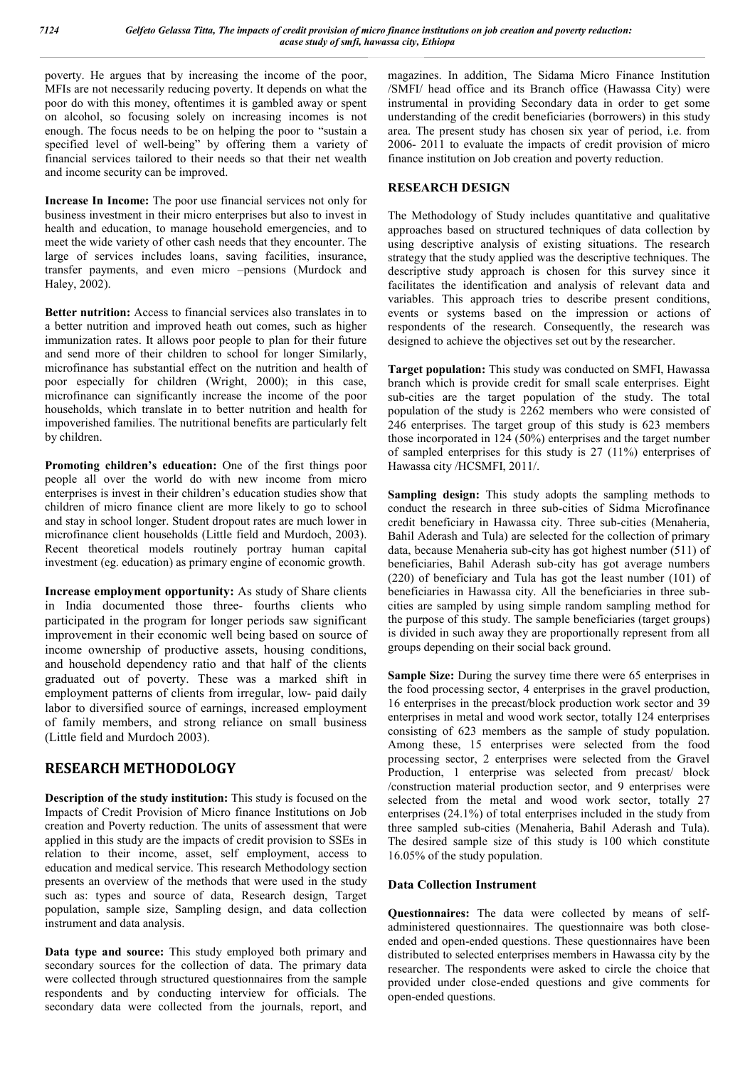poverty. He argues that by increasing the income of the poor, MFIs are not necessarily reducing poverty. It depends on what the poor do with this money, oftentimes it is gambled away or spent on alcohol, so focusing solely on increasing incomes is not enough. The focus needs to be on helping the poor to "sustain a specified level of well-being" by offering them a variety of financial services tailored to their needs so that their net wealth and income security can be improved.

**Increase In Income:** The poor use financial services not only for business investment in their micro enterprises but also to invest in health and education, to manage household emergencies, and to meet the wide variety of other cash needs that they encounter. The large of services includes loans, saving facilities, insurance, transfer payments, and even micro –pensions (Murdock and Haley, 2002).

**Better nutrition:** Access to financial services also translates in to a better nutrition and improved heath out comes, such as higher immunization rates. It allows poor people to plan for their future and send more of their children to school for longer Similarly, microfinance has substantial effect on the nutrition and health of poor especially for children (Wright, 2000); in this case, microfinance can significantly increase the income of the poor households, which translate in to better nutrition and health for impoverished families. The nutritional benefits are particularly felt by children.

**Promoting children's education:** One of the first things poor people all over the world do with new income from micro enterprises is invest in their children's education studies show that children of micro finance client are more likely to go to school and stay in school longer. Student dropout rates are much lower in microfinance client households (Little field and Murdoch, 2003). Recent theoretical models routinely portray human capital investment (eg. education) as primary engine of economic growth.

**Increase employment opportunity:** As study of Share clients in India documented those three- fourths clients who participated in the program for longer periods saw significant improvement in their economic well being based on source of income ownership of productive assets, housing conditions, and household dependency ratio and that half of the clients graduated out of poverty. These was a marked shift in employment patterns of clients from irregular, low- paid daily labor to diversified source of earnings, increased employment of family members, and strong reliance on small business (Little field and Murdoch 2003).

# RESEARCH METHODOLOGY

**Description of the study institution:** This study is focused on the Impacts of Credit Provision of Micro finance Institutions on Job creation and Poverty reduction. The units of assessment that were applied in this study are the impacts of credit provision to SSEs in relation to their income, asset, self employment, access to education and medical service. This research Methodology section presents an overview of the methods that were used in the study such as: types and source of data, Research design, Target population, sample size, Sampling design, and data collection instrument and data analysis.

**Data type and source:** This study employed both primary and secondary sources for the collection of data. The primary data were collected through structured questionnaires from the sample respondents and by conducting interview for officials. The secondary data were collected from the journals, report, and magazines. In addition, The Sidama Micro Finance Institution /SMFI/ head office and its Branch office (Hawassa City) were instrumental in providing Secondary data in order to get some understanding of the credit beneficiaries (borrowers) in this study area. The present study has chosen six year of period, i.e. from 2006- 2011 to evaluate the impacts of credit provision of micro finance institution on Job creation and poverty reduction.

## RESEARCH DESIGN

The Methodology of Study includes quantitative and qualitative approaches based on structured techniques of data collection by using descriptive analysis of existing situations. The research strategy that the study applied was the descriptive techniques. The descriptive study approach is chosen for this survey since it facilitates the identification and analysis of relevant data and variables. This approach tries to describe present conditions, events or systems based on the impression or actions of respondents of the research. Consequently, the research was designed to achieve the objectives set out by the researcher.

**Target population:** This study was conducted on SMFI, Hawassa branch which is provide credit for small scale enterprises. Eight sub-cities are the target population of the study. The total population of the study is 2262 members who were consisted of 246 enterprises. The target group of this study is 623 members those incorporated in 124 (50%) enterprises and the target number of sampled enterprises for this study is 27 (11%) enterprises of Hawassa city /HCSMFI, 2011/.

**Sampling design:** This study adopts the sampling methods to conduct the research in three sub-cities of Sidma Microfinance credit beneficiary in Hawassa city. Three sub-cities (Menaheria, Bahil Aderash and Tula) are selected for the collection of primary data, because Menaheria sub-city has got highest number (511) of beneficiaries, Bahil Aderash sub-city has got average numbers (220) of beneficiary and Tula has got the least number (101) of beneficiaries in Hawassa city. All the beneficiaries in three sub-cities are sampled by using simple random sampling method for the purpose of this study. The sample beneficiaries (target groups) is divided in such away they are proportionally represent from all groups depending on their social back ground.

**Sample Size:** During the survey time there were 65 enterprises in the food processing sector, 4 enterprises in the gravel production, 16 enterprises in the precast/block production work sector and 39 enterprises in metal and wood work sector, totally 124 enterprises consisting of 623 members as the sample of study population. Among these, 15 enterprises were selected from the food processing sector, 2 enterprises were selected from the Gravel Production, 1 enterprise was selected from precast/ block /construction material production sector, and 9 enterprises were selected from the metal and wood work sector, totally 27 enterprises (24.1%) of total enterprises included in the study from three sampled sub-cities (Menaheria, Bahil Aderash and Tula). The desired sample size of this study is 100 which constitute 16.05% of the study population.

### Data Collection Instrument

**Questionnaires:** The data were collected by means of self-administered questionnaires. The questionnaire was both close-ended and open-ended questions. These questionnaires have been distributed to selected enterprises members in Hawassa city by the researcher. The respondents were asked to circle the choice that provided under close-ended questions and give comments for open-ended questions.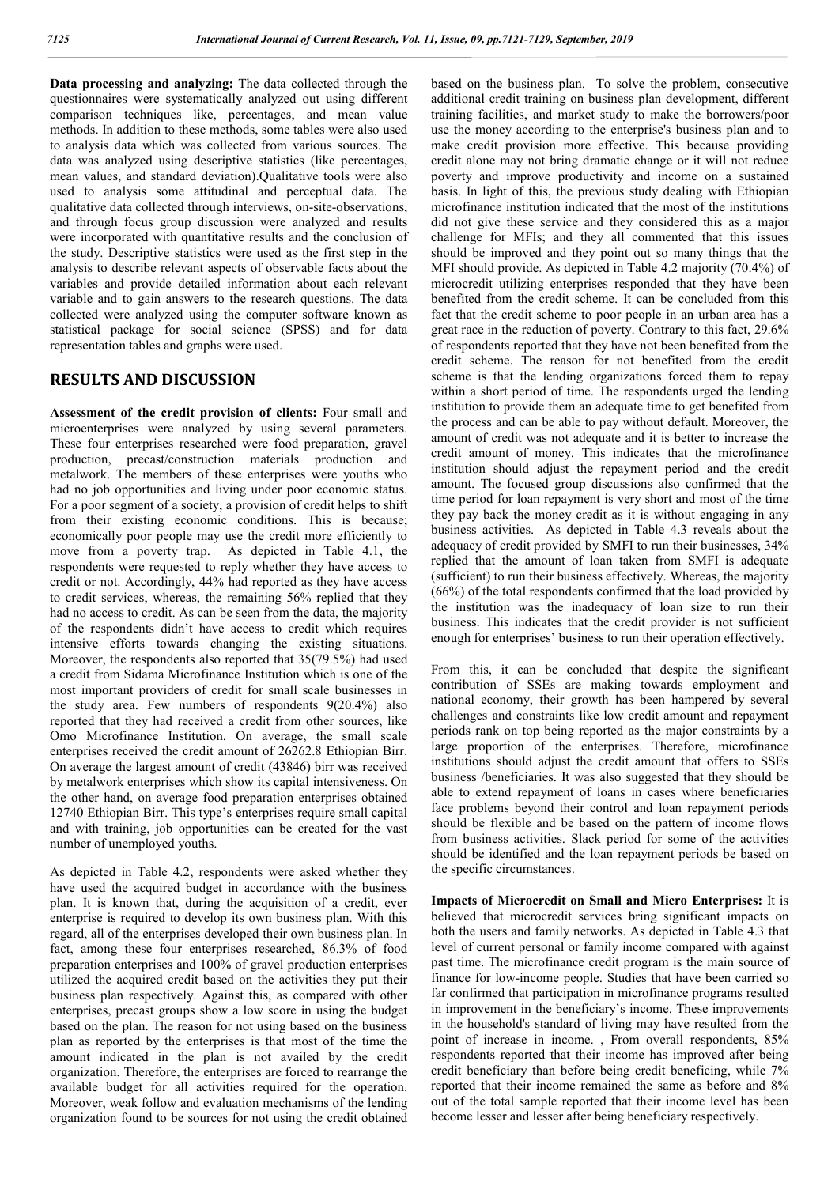**Data processing and analyzing:** The data collected through the questionnaires were systematically analyzed out using different comparison techniques like, percentages, and mean value methods. In addition to these methods, some tables were also used to analysis data which was collected from various sources. The data was analyzed using descriptive statistics (like percentages, mean values, and standard deviation).Qualitative tools were also used to analysis some attitudinal and perceptual data. The qualitative data collected through interviews, on-site-observations, and through focus group discussion were analyzed and results were incorporated with quantitative results and the conclusion of the study. Descriptive statistics were used as the first step in the analysis to describe relevant aspects of observable facts about the variables and provide detailed information about each relevant variable and to gain answers to the research questions. The data collected were analyzed using the computer software known as statistical package for social science (SPSS) and for data representation tables and graphs were used.

# RESULTS AND DISCUSSION

**Assessment of the credit provision of clients:** Four small and microenterprises were analyzed by using several parameters. These four enterprises researched were food preparation, gravel production, precast/construction materials production and metalwork. The members of these enterprises were youths who had no job opportunities and living under poor economic status. For a poor segment of a society, a provision of credit helps to shift from their existing economic conditions. This is because; economically poor people may use the credit more efficiently to move from a poverty trap. As depicted in Table 4.1, the respondents were requested to reply whether they have access to credit or not. Accordingly, 44% had reported as they have access to credit services, whereas, the remaining 56% replied that they had no access to credit. As can be seen from the data, the majority of the respondents didn't have access to credit which requires intensive efforts towards changing the existing situations. Moreover, the respondents also reported that 35(79.5%) had used a credit from Sidama Microfinance Institution which is one of the most important providers of credit for small scale businesses in the study area. Few numbers of respondents 9(20.4%) also reported that they had received a credit from other sources, like Omo Microfinance Institution. On average, the small scale enterprises received the credit amount of 26262.8 Ethiopian Birr. On average the largest amount of credit (43846) birr was received by metalwork enterprises which show its capital intensiveness. On the other hand, on average food preparation enterprises obtained 12740 Ethiopian Birr. This type's enterprises require small capital and with training, job opportunities can be created for the vast number of unemployed youths.

As depicted in Table 4.2, respondents were asked whether they have used the acquired budget in accordance with the business plan. It is known that, during the acquisition of a credit, ever enterprise is required to develop its own business plan. With this regard, all of the enterprises developed their own business plan. In fact, among these four enterprises researched, 86.3% of food preparation enterprises and 100% of gravel production enterprises utilized the acquired credit based on the activities they put their business plan respectively. Against this, as compared with other enterprises, precast groups show a low score in using the budget based on the plan. The reason for not using based on the business plan as reported by the enterprises is that most of the time the amount indicated in the plan is not availed by the credit organization. Therefore, the enterprises are forced to rearrange the available budget for all activities required for the operation. Moreover, weak follow and evaluation mechanisms of the lending organization found to be sources for not using the credit obtained based on the business plan. To solve the problem, consecutive additional credit training on business plan development, different training facilities, and market study to make the borrowers/poor use the money according to the enterprise's business plan and to make credit provision more effective. This because providing credit alone may not bring dramatic change or it will not reduce poverty and improve productivity and income on a sustained basis. In light of this, the previous study dealing with Ethiopian microfinance institution indicated that the most of the institutions did not give these service and they considered this as a major challenge for MFIs; and they all commented that this issues should be improved and they point out so many things that the MFI should provide. As depicted in Table 4.2 majority (70.4%) of microcredit utilizing enterprises responded that they have been benefited from the credit scheme. It can be concluded from this fact that the credit scheme to poor people in an urban area has a great race in the reduction of poverty. Contrary to this fact, 29.6% of respondents reported that they have not been benefited from the credit scheme. The reason for not benefited from the credit scheme is that the lending organizations forced them to repay within a short period of time. The respondents urged the lending institution to provide them an adequate time to get benefited from the process and can be able to pay without default. Moreover, the amount of credit was not adequate and it is better to increase the credit amount of money. This indicates that the microfinance institution should adjust the repayment period and the credit amount. The focused group discussions also confirmed that the time period for loan repayment is very short and most of the time they pay back the money credit as it is without engaging in any business activities. As depicted in Table 4.3 reveals about the adequacy of credit provided by SMFI to run their businesses, 34% replied that the amount of loan taken from SMFI is adequate (sufficient) to run their business effectively. Whereas, the majority (66%) of the total respondents confirmed that the load provided by the institution was the inadequacy of loan size to run their business. This indicates that the credit provider is not sufficient enough for enterprises' business to run their operation effectively.

From this, it can be concluded that despite the significant contribution of SSEs are making towards employment and national economy, their growth has been hampered by several challenges and constraints like low credit amount and repayment periods rank on top being reported as the major constraints by a large proportion of the enterprises. Therefore, microfinance institutions should adjust the credit amount that offers to SSEs business /beneficiaries. It was also suggested that they should be able to extend repayment of loans in cases where beneficiaries face problems beyond their control and loan repayment periods should be flexible and be based on the pattern of income flows from business activities. Slack period for some of the activities should be identified and the loan repayment periods be based on the specific circumstances.

**Impacts of Microcredit on Small and Micro Enterprises:** It is believed that microcredit services bring significant impacts on both the users and family networks. As depicted in Table 4.3 that level of current personal or family income compared with against past time. The microfinance credit program is the main source of finance for low-income people. Studies that have been carried so far confirmed that participation in microfinance programs resulted in improvement in the beneficiary's income. These improvements in the household's standard of living may have resulted from the point of increase in income. , From overall respondents, 85% respondents reported that their income has improved after being credit beneficiary than before being credit beneficing, while 7% reported that their income remained the same as before and 8% out of the total sample reported that their income level has been become lesser and lesser after being beneficiary respectively.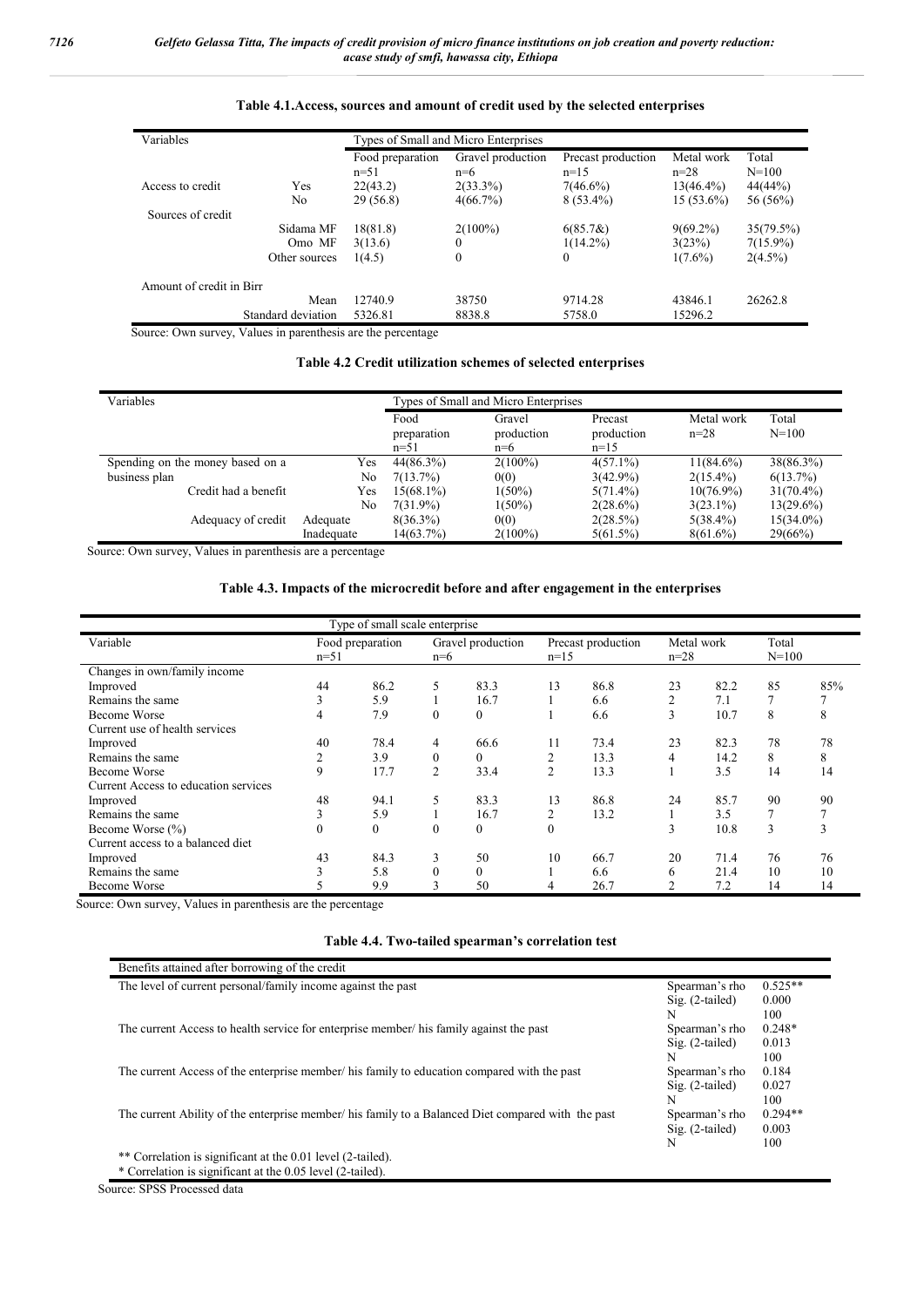**Table 4.1.Access, sources and amount of credit used by the selected enterprises**

| Variables | | Types of Small and Micro Enterprises | | | | |
|---|---|---|---|---|---|---|
| | | Food preparation n=51 | Gravel production n=6 | Precast production n=15 | Metal work n=28 | Total N=100 |
| Access to credit | Yes | 22(43.2) | 2(33.3%) | 7(46.6%) | 13(46.4%) | 44(44%) |
| | No | 29 (56.8) | 4(66.7%) | 8 (53.4%) | 15 (53.6%) | 56 (56%) |
| Sources of credit | | | | | | |
| | Sidama MF | 18(81.8) | 2(100%) | 6(85.7&) | 9(69.2%) | 35(79.5%) |
| | Omo MF | 3(13.6) | 0 | 1(14.2%) | 3(23%) | 7(15.9%) |
| | Other sources | 1(4.5) | 0 | 0 | 1(7.6%) | 2(4.5%) |
| Amount of credit in Birr | | | | | | |
| | Mean | 12740.9 | 38750 | 9714.28 | 43846.1 | 26262.8 |
| | Standard deviation | 5326.81 | 8838.8 | 5758.0 | 15296.2 | |

Source: Own survey, Values in parenthesis are the percentage

**Table 4.2 Credit utilization schemes of selected enterprises**

| Variables | | Types of Small and Micro Enterprises | | | | |
|---|---|---|---|---|---|---|
| | | Food preparation n=51 | Gravel production n=6 | Precast production n=15 | Metal work n=28 | Total N=100 |
| Spending on the money based on a business plan | Yes | 44(86.3%) | 2(100%) | 4(57.1%) | 11(84.6%) | 38(86.3%) |
| | No | 7(13.7%) | 0(0) | 3(42.9%) | 2(15.4%) | 6(13.7%) |
| Credit had a benefit | Yes | 15(68.1%) | 1(50%) | 5(71.4%) | 10(76.9%) | 31(70.4%) |
| | No | 7(31.9%) | 1(50%) | 2(28.6%) | 3(23.1%) | 13(29.6%) |
| Adequacy of credit | Adequate | 8(36.3%) | 0(0) | 2(28.5%) | 5(38.4%) | 15(34.0%) |
| | Inadequate | 14(63.7%) | 2(100%) | 5(61.5%) | 8(61.6%) | 29(66%) |

Source: Own survey, Values in parenthesis are a percentage

**Table 4.3. Impacts of the microcredit before and after engagement in the enterprises**

| | Type of small scale enterprise | | | | | | | | | |
|---|---|---|---|---|---|---|---|---|---|---|
| Variable | Food preparation n=51 | | Gravel production n=6 | | Precast production n=15 | | Metal work n=28 | | Total N=100 | |
| Changes in own/family income | | | | | | | | | | |
| Improved | 44 | 86.2 | 5 | 83.3 | 13 | 86.8 | 23 | 82.2 | 85 | 85% |
| Remains the same | 3 | 5.9 | 1 | 16.7 | 1 | 6.6 | 2 | 7.1 | 7 | 7 |
| Become Worse | 4 | 7.9 | 0 | 0 | 1 | 6.6 | 3 | 10.7 | 8 | 8 |
| Current use of health services | | | | | | | | | | |
| Improved | 40 | 78.4 | 4 | 66.6 | 11 | 73.4 | 23 | 82.3 | 78 | 78 |
| Remains the same | 2 | 3.9 | 0 | 0 | 2 | 13.3 | 4 | 14.2 | 8 | 8 |
| Become Worse | 9 | 17.7 | 2 | 33.4 | 2 | 13.3 | 1 | 3.5 | 14 | 14 |
| Current Access to education services | | | | | | | | | | |
| Improved | 48 | 94.1 | 5 | 83.3 | 13 | 86.8 | 24 | 85.7 | 90 | 90 |
| Remains the same | 3 | 5.9 | 1 | 16.7 | 2 | 13.2 | 1 | 3.5 | 7 | 7 |
| Become Worse (%) | 0 | 0 | 0 | 0 | 0 | | 3 | 10.8 | 3 | 3 |
| Current access to a balanced diet | | | | | | | | | | |
| Improved | 43 | 84.3 | 3 | 50 | 10 | 66.7 | 20 | 71.4 | 76 | 76 |
| Remains the same | 3 | 5.8 | 0 | 0 | 1 | 6.6 | 6 | 21.4 | 10 | 10 |
| Become Worse | 5 | 9.9 | 3 | 50 | 4 | 26.7 | 2 | 7.2 | 14 | 14 |

Source: Own survey, Values in parenthesis are the percentage

**Table 4.4. Two-tailed spearman's correlation test**

| Benefits attained after borrowing of the credit | | |
|---|---|---|
| The level of current personal/family income against the past | Spearman's rho | 0.525** |
| | Sig. (2-tailed) | 0.000 |
| | N | 100 |
| The current Access to health service for enterprise member/ his family against the past | Spearman's rho | 0.248* |
| | Sig. (2-tailed) | 0.013 |
| | N | 100 |
| The current Access of the enterprise member/ his family to education compared with the past | Spearman's rho | 0.184 |
| | Sig. (2-tailed) | 0.027 |
| | N | 100 |
| The current Ability of the enterprise member/ his family to a Balanced Diet compared with the past | Spearman's rho | 0.294** |
| | Sig. (2-tailed) | 0.003 |
| | N | 100 |

** Correlation is significant at the 0.01 level (2-tailed).
* Correlation is significant at the 0.05 level (2-tailed).

Source: SPSS Processed data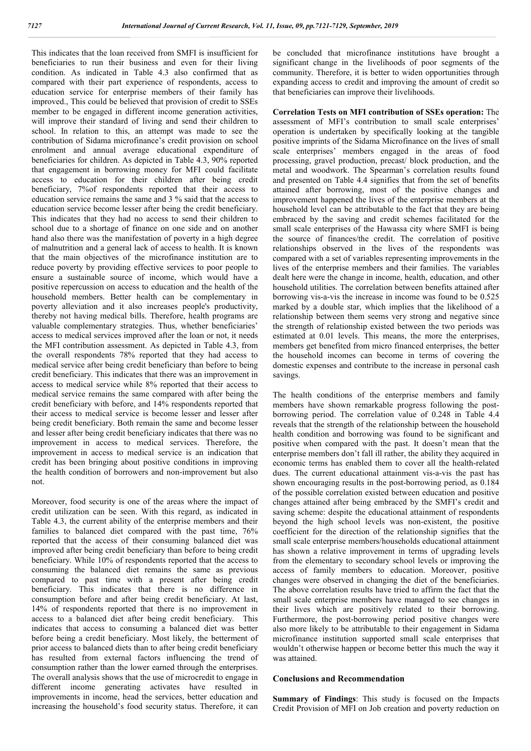This indicates that the loan received from SMFI is insufficient for beneficiaries to run their business and even for their living condition. As indicated in Table 4.3 also confirmed that as compared with their part experience of respondents, access to education service for enterprise members of their family has improved., This could be believed that provision of credit to SSEs member to be engaged in different income generation activities, will improve their standard of living and send their children to school. In relation to this, an attempt was made to see the contribution of Sidama microfinance's credit provision on school enrolment and annual average educational expenditure of beneficiaries for children. As depicted in Table 4.3, 90% reported that engagement in borrowing money for MFI could facilitate access to education for their children after being credit beneficiary, 7%of respondents reported that their access to education service remains the same and 3 % said that the access to education service become lesser after being the credit beneficiary. This indicates that they had no access to send their children to school due to a shortage of finance on one side and on another hand also there was the manifestation of poverty in a high degree of malnutrition and a general lack of access to health. It is known that the main objectives of the microfinance institution are to reduce poverty by providing effective services to poor people to ensure a sustainable source of income, which would have a positive repercussion on access to education and the health of the household members. Better health can be complementary in poverty alleviation and it also increases people's productivity, thereby not having medical bills. Therefore, health programs are valuable complementary strategies. Thus, whether beneficiaries' access to medical services improved after the loan or not, it needs the MFI contribution assessment. As depicted in Table 4.3, from the overall respondents 78% reported that they had access to medical service after being credit beneficiary than before to being credit beneficiary. This indicates that there was an improvement in access to medical service while 8% reported that their access to medical service remains the same compared with after being the credit beneficiary with before, and 14% respondents reported that their access to medical service is become lesser and lesser after being credit beneficiary. Both remain the same and become lesser and lesser after being credit beneficiary indicates that there was no improvement in access to medical services. Therefore, the improvement in access to medical service is an indication that credit has been bringing about positive conditions in improving the health condition of borrowers and non-improvement but also not.

Moreover, food security is one of the areas where the impact of credit utilization can be seen. With this regard, as indicated in Table 4.3, the current ability of the enterprise members and their families to balanced diet compared with the past time, 76% reported that the access of their consuming balanced diet was improved after being credit beneficiary than before to being credit beneficiary. While 10% of respondents reported that the access to consuming the balanced diet remains the same as previous compared to past time with a present after being credit beneficiary. This indicates that there is no difference in consumption before and after being credit beneficiary. At last, 14% of respondents reported that there is no improvement in access to a balanced diet after being credit beneficiary. This indicates that access to consuming a balanced diet was better before being a credit beneficiary. Most likely, the betterment of prior access to balanced diets than to after being credit beneficiary has resulted from external factors influencing the trend of consumption rather than the lower earned through the enterprises. The overall analysis shows that the use of microcredit to engage in different income generating activates have resulted in improvements in income, head the services, better education and increasing the household's food security status. Therefore, it can be concluded that microfinance institutions have brought a significant change in the livelihoods of poor segments of the community. Therefore, it is better to widen opportunities through expanding access to credit and improving the amount of credit so that beneficiaries can improve their livelihoods.

**Correlation Tests on MFI contribution of SSEs operation:** The assessment of MFI's contribution to small scale enterprises' operation is undertaken by specifically looking at the tangible positive imprints of the Sidama Microfinance on the lives of small scale enterprises' members engaged in the areas of food processing, gravel production, precast/ block production, and the metal and woodwork. The Spearman's correlation results found and presented on Table 4.4 signifies that from the set of benefits attained after borrowing, most of the positive changes and improvement happened the lives of the enterprise members at the household level can be attributable to the fact that they are being embraced by the saving and credit schemes facilitated for the small scale enterprises of the Hawassa city where SMFI is being the source of finances/the credit. The correlation of positive relationships observed in the lives of the respondents was compared with a set of variables representing improvements in the lives of the enterprise members and their families. The variables dealt here were the change in income, health, education, and other household utilities. The correlation between benefits attained after borrowing vis-a-vis the increase in income was found to be 0.525 marked by a double star, which implies that the likelihood of a relationship between them seems very strong and negative since the strength of relationship existed between the two periods was estimated at 0.01 levels. This means, the more the enterprises, members get benefited from micro financed enterprises, the better the household incomes can become in terms of covering the domestic expenses and contribute to the increase in personal cash savings.

The health conditions of the enterprise members and family members have shown remarkable progress following the post-borrowing period. The correlation value of 0.248 in Table 4.4 reveals that the strength of the relationship between the household health condition and borrowing was found to be significant and positive when compared with the past. It doesn't mean that the enterprise members don't fall ill rather, the ability they acquired in economic terms has enabled them to cover all the health-related dues. The current educational attainment vis-a-vis the past has shown encouraging results in the post-borrowing period, as 0.184 of the possible correlation existed between education and positive changes attained after being embraced by the SMFI's credit and saving scheme: despite the educational attainment of respondents beyond the high school levels was non-existent, the positive coefficient for the direction of the relationship signifies that the small scale enterprise members/households educational attainment has shown a relative improvement in terms of upgrading levels from the elementary to secondary school levels or improving the access of family members to education. Moreover, positive changes were observed in changing the diet of the beneficiaries. The above correlation results have tried to affirm the fact that the small scale enterprise members have managed to see changes in their lives which are positively related to their borrowing. Furthermore, the post-borrowing period positive changes were also more likely to be attributable to their engagement in Sidama microfinance institution supported small scale enterprises that wouldn't otherwise happen or become better this much the way it was attained.

## Conclusions and Recommendation

**Summary of Findings**: This study is focused on the Impacts Credit Provision of MFI on Job creation and poverty reduction on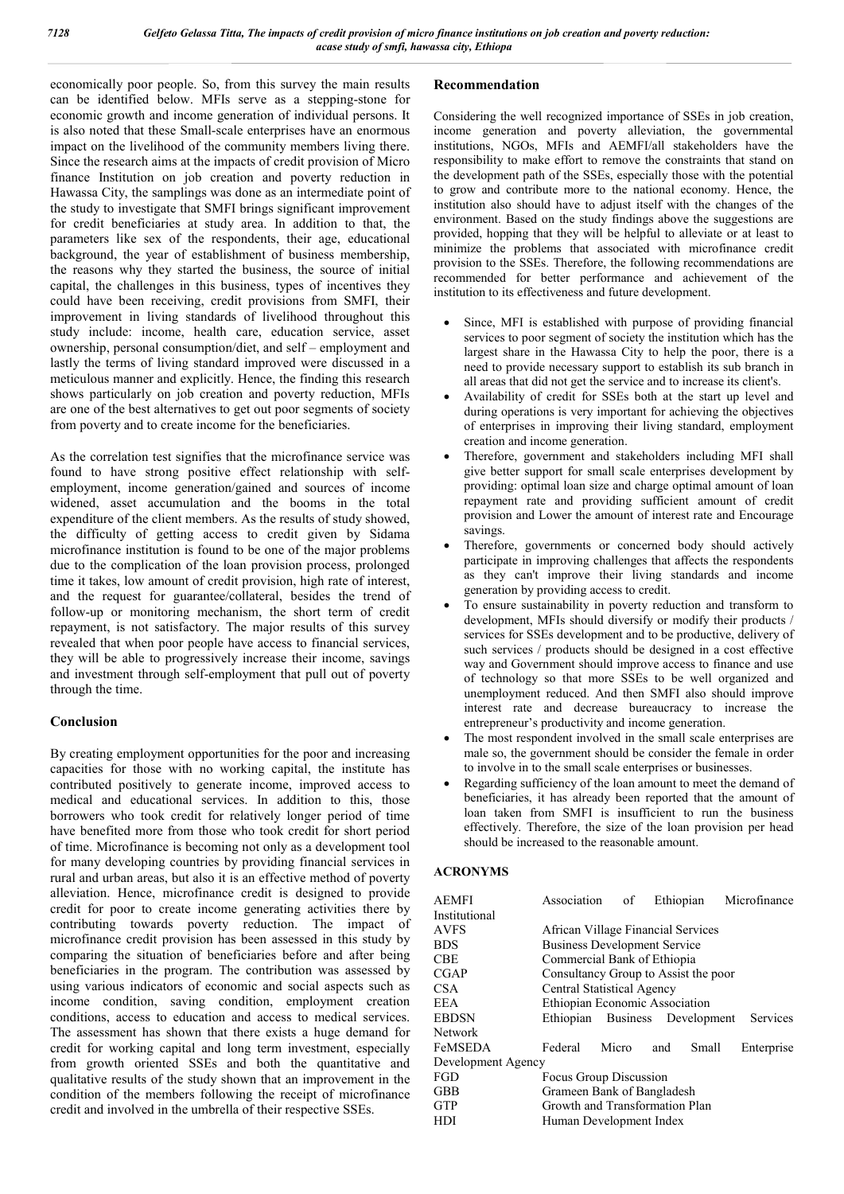economically poor people. So, from this survey the main results can be identified below. MFIs serve as a stepping-stone for economic growth and income generation of individual persons. It is also noted that these Small-scale enterprises have an enormous impact on the livelihood of the community members living there. Since the research aims at the impacts of credit provision of Micro finance Institution on job creation and poverty reduction in Hawassa City, the samplings was done as an intermediate point of the study to investigate that SMFI brings significant improvement for credit beneficiaries at study area. In addition to that, the parameters like sex of the respondents, their age, educational background, the year of establishment of business membership, the reasons why they started the business, the source of initial capital, the challenges in this business, types of incentives they could have been receiving, credit provisions from SMFI, their improvement in living standards of livelihood throughout this study include: income, health care, education service, asset ownership, personal consumption/diet, and self – employment and lastly the terms of living standard improved were discussed in a meticulous manner and explicitly. Hence, the finding this research shows particularly on job creation and poverty reduction, MFIs are one of the best alternatives to get out poor segments of society from poverty and to create income for the beneficiaries.

As the correlation test signifies that the microfinance service was found to have strong positive effect relationship with self-employment, income generation/gained and sources of income widened, asset accumulation and the booms in the total expenditure of the client members. As the results of study showed, the difficulty of getting access to credit given by Sidama microfinance institution is found to be one of the major problems due to the complication of the loan provision process, prolonged time it takes, low amount of credit provision, high rate of interest, and the request for guarantee/collateral, besides the trend of follow-up or monitoring mechanism, the short term of credit repayment, is not satisfactory. The major results of this survey revealed that when poor people have access to financial services, they will be able to progressively increase their income, savings and investment through self-employment that pull out of poverty through the time.

## Conclusion

By creating employment opportunities for the poor and increasing capacities for those with no working capital, the institute has contributed positively to generate income, improved access to medical and educational services. In addition to this, those borrowers who took credit for relatively longer period of time have benefited more from those who took credit for short period of time. Microfinance is becoming not only as a development tool for many developing countries by providing financial services in rural and urban areas, but also it is an effective method of poverty alleviation. Hence, microfinance credit is designed to provide credit for poor to create income generating activities there by contributing towards poverty reduction. The impact of microfinance credit provision has been assessed in this study by comparing the situation of beneficiaries before and after being beneficiaries in the program. The contribution was assessed by using various indicators of economic and social aspects such as income condition, saving condition, employment creation conditions, access to education and access to medical services. The assessment has shown that there exists a huge demand for credit for working capital and long term investment, especially from growth oriented SSEs and both the quantitative and qualitative results of the study shown that an improvement in the condition of the members following the receipt of microfinance credit and involved in the umbrella of their respective SSEs.

## Recommendation

Considering the well recognized importance of SSEs in job creation, income generation and poverty alleviation, the governmental institutions, NGOs, MFIs and AEMFI/all stakeholders have the responsibility to make effort to remove the constraints that stand on the development path of the SSEs, especially those with the potential to grow and contribute more to the national economy. Hence, the institution also should have to adjust itself with the changes of the environment. Based on the study findings above the suggestions are provided, hopping that they will be helpful to alleviate or at least to minimize the problems that associated with microfinance credit provision to the SSEs. Therefore, the following recommendations are recommended for better performance and achievement of the institution to its effectiveness and future development.

- Since, MFI is established with purpose of providing financial services to poor segment of society the institution which has the largest share in the Hawassa City to help the poor, there is a need to provide necessary support to establish its sub branch in all areas that did not get the service and to increase its client's.
- Availability of credit for SSEs both at the start up level and during operations is very important for achieving the objectives of enterprises in improving their living standard, employment creation and income generation.
- Therefore, government and stakeholders including MFI shall give better support for small scale enterprises development by providing: optimal loan size and charge optimal amount of loan repayment rate and providing sufficient amount of credit provision and Lower the amount of interest rate and Encourage savings.
- Therefore, governments or concerned body should actively participate in improving challenges that affects the respondents as they can't improve their living standards and income generation by providing access to credit.
- To ensure sustainability in poverty reduction and transform to development, MFIs should diversify or modify their products / services for SSEs development and to be productive, delivery of such services / products should be designed in a cost effective way and Government should improve access to finance and use of technology so that more SSEs to be well organized and unemployment reduced. And then SMFI also should improve interest rate and decrease bureaucracy to increase the entrepreneur's productivity and income generation.
- The most respondent involved in the small scale enterprises are male so, the government should be consider the female in order to involve in to the small scale enterprises or businesses.
- Regarding sufficiency of the loan amount to meet the demand of beneficiaries, it has already been reported that the amount of loan taken from SMFI is insufficient to run the business effectively. Therefore, the size of the loan provision per head should be increased to the reasonable amount.

## ACRONYMS

| | |
|---|---|
| AEMFI | Association of Ethiopian Microfinance Institutional |
| AVFS | African Village Financial Services |
| BDS | Business Development Service |
| CBE | Commercial Bank of Ethiopia |
| CGAP | Consultancy Group to Assist the poor |
| CSA | Central Statistical Agency |
| EEA | Ethiopian Economic Association |
| EBDSN | Ethiopian Business Development Services Network |
| FeMSEDA | Federal Micro and Small Enterprise Development Agency |
| FGD | Focus Group Discussion |
| GBB | Grameen Bank of Bangladesh |
| GTP | Growth and Transformation Plan |
| HDI | Human Development Index |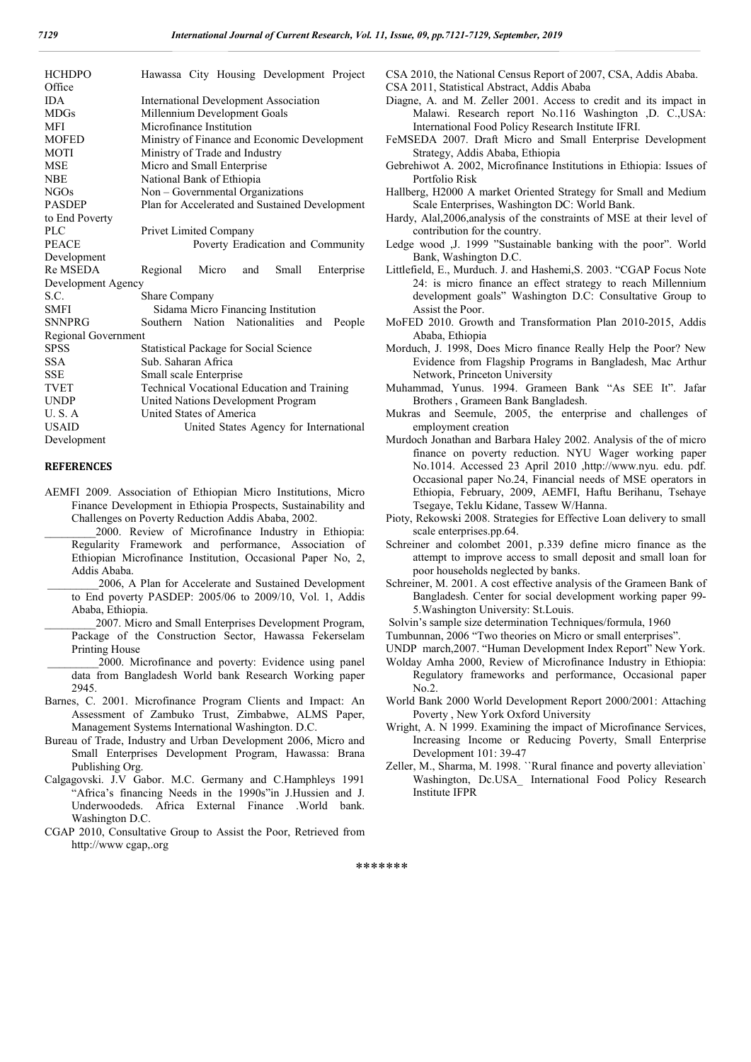| | |
|---|---|
| HCHDPO Office | Hawassa City Housing Development Project |
| IDA | International Development Association |
| MDGs | Millennium Development Goals |
| MFI | Microfinance Institution |
| MOFED | Ministry of Finance and Economic Development |
| MOTI | Ministry of Trade and Industry |
| MSE | Micro and Small Enterprise |
| NBE | National Bank of Ethiopia |
| NGOs | Non – Governmental Organizations |
| PASDEP to End Poverty | Plan for Accelerated and Sustained Development |
| PLC | Privet Limited Company |
| PEACE Development | Poverty Eradication and Community |
| Re MSEDA Development Agency | Regional Micro and Small Enterprise |
| S.C. | Share Company |
| SMFI | Sidama Micro Financing Institution |
| SNNPRG Regional Government | Southern Nation Nationalities and People |
| SPSS | Statistical Package for Social Science |
| SSA | Sub. Saharan Africa |
| SSE | Small scale Enterprise |
| TVET | Technical Vocational Education and Training |
| UNDP | United Nations Development Program |
| U. S. A | United States of America |
| USAID Development | United States Agency for International |

## REFERENCES

AEMFI 2009. Association of Ethiopian Micro Institutions, Micro Finance Development in Ethiopia Prospects, Sustainability and Challenges on Poverty Reduction Addis Ababa, 2002.

_________2000. Review of Microfinance Industry in Ethiopia: Regularity Framework and performance, Association of Ethiopian Microfinance Institution, Occasional Paper No, 2, Addis Ababa.

_________2006, A Plan for Accelerate and Sustained Development to End poverty PASDEP: 2005/06 to 2009/10, Vol. 1, Addis Ababa, Ethiopia.

_________2007. Micro and Small Enterprises Development Program, Package of the Construction Sector, Hawassa Fekerselam Printing House

_________2000. Microfinance and poverty: Evidence using panel data from Bangladesh World bank Research Working paper 2945.

Barnes, C. 2001. Microfinance Program Clients and Impact: An Assessment of Zambuko Trust, Zimbabwe, ALMS Paper, Management Systems International Washington. D.C.

Bureau of Trade, Industry and Urban Development 2006, Micro and Small Enterprises Development Program, Hawassa: Brana Publishing Org.

Calgagovski. J.V Gabor. M.C. Germany and C.Hamphleys 1991 "Africa's financing Needs in the 1990s"in J.Hussien and J. Underwoodeds. Africa External Finance .World bank. Washington D.C.

CGAP 2010, Consultative Group to Assist the Poor, Retrieved from http://www cgap,.org

CSA 2010, the National Census Report of 2007, CSA, Addis Ababa.

CSA 2011, Statistical Abstract, Addis Ababa

Diagne, A. and M. Zeller 2001. Access to credit and its impact in Malawi. Research report No.116 Washington ,D. C.,USA: International Food Policy Research Institute IFRI.

FeMSEDA 2007. Draft Micro and Small Enterprise Development Strategy, Addis Ababa, Ethiopia

Gebrehiwot A. 2002, Microfinance Institutions in Ethiopia: Issues of Portfolio Risk

Hallberg, H2000 A market Oriented Strategy for Small and Medium Scale Enterprises, Washington DC: World Bank.

Hardy, Alal,2006,analysis of the constraints of MSE at their level of contribution for the country.

Ledge wood ,J. 1999 "Sustainable banking with the poor". World Bank, Washington D.C.

Littlefield, E., Murduch. J. and Hashemi,S. 2003. "CGAP Focus Note 24: is micro finance an effect strategy to reach Millennium development goals" Washington D.C: Consultative Group to Assist the Poor.

MoFED 2010. Growth and Transformation Plan 2010-2015, Addis Ababa, Ethiopia

Morduch, J. 1998, Does Micro finance Really Help the Poor? New Evidence from Flagship Programs in Bangladesh, Mac Arthur Network, Princeton University

Muhammad, Yunus. 1994. Grameen Bank "As SEE It". Jafar Brothers , Grameen Bank Bangladesh.

Mukras and Seemule, 2005, the enterprise and challenges of employment creation

Murdoch Jonathan and Barbara Haley 2002. Analysis of the of micro finance on poverty reduction. NYU Wager working paper No.1014. Accessed 23 April 2010 ,http://www.nyu. edu. pdf. Occasional paper No.24, Financial needs of MSE operators in Ethiopia, February, 2009, AEMFI, Haftu Berihanu, Tsehaye Tsegaye, Teklu Kidane, Tassew W/Hanna.

Pioty, Rekowski 2008. Strategies for Effective Loan delivery to small scale enterprises.pp.64.

Schreiner and colombet 2001, p.339 define micro finance as the attempt to improve access to small deposit and small loan for poor households neglected by banks.

Schreiner, M. 2001. A cost effective analysis of the Grameen Bank of Bangladesh. Center for social development working paper 99-5.Washington University: St.Louis.

Solvin's sample size determination Techniques/formula, 1960

Tumbunnan, 2006 "Two theories on Micro or small enterprises".

UNDP march,2007. "Human Development Index Report" New York.

Wolday Amha 2000, Review of Microfinance Industry in Ethiopia: Regulatory frameworks and performance, Occasional paper No.2.

World Bank 2000 World Development Report 2000/2001: Attaching Poverty , New York Oxford University

Wright, A. N 1999. Examining the impact of Microfinance Services, Increasing Income or Reducing Poverty, Small Enterprise Development 101: 39-47

Zeller, M., Sharma, M. 1998. ``Rural finance and poverty alleviation` Washington, Dc.USA_ International Food Policy Research Institute IFPR

*******